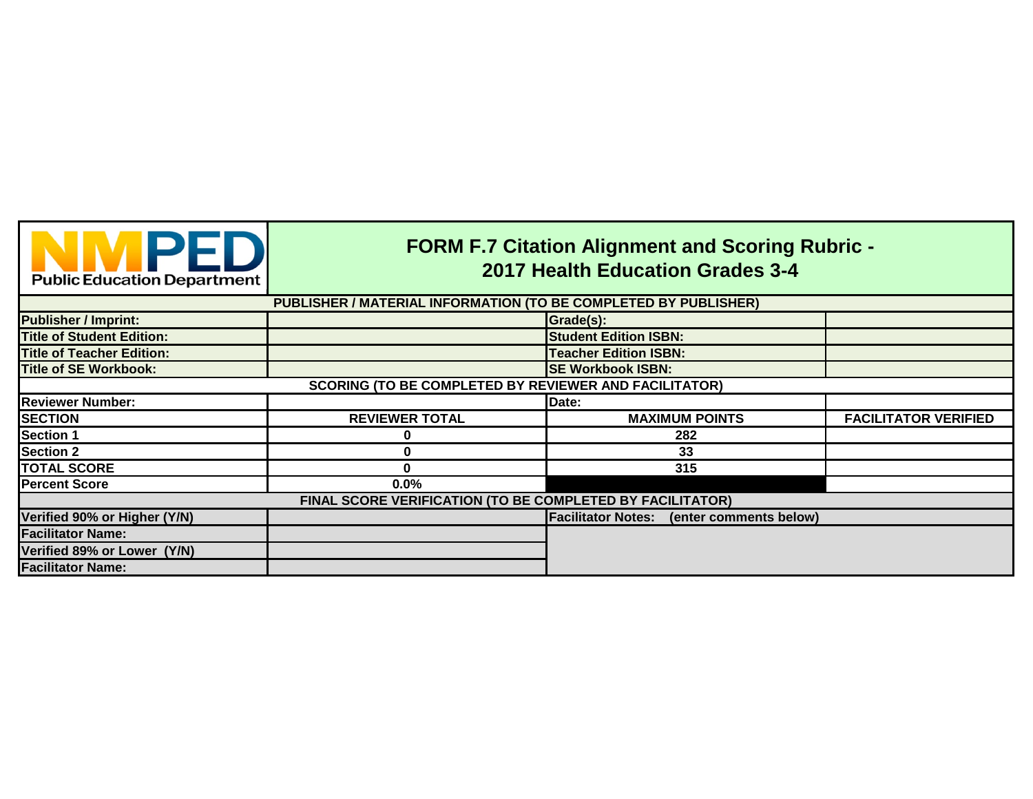NMPED Public Education Department

# FORM F.7 Citation Alignment and Scoring Rubric - 2017 Health Education Grades 3-4

| PUBLISHER / MATERIAL INFORMATION (TO BE COMPLETED BY PUBLISHER) | | | |
|---|---|---|---|
| Publisher / Imprint: | | Grade(s): | |
| Title of Student Edition: | | Student Edition ISBN: | |
| Title of Teacher Edition: | | Teacher Edition ISBN: | |
| Title of SE Workbook: | | SE Workbook ISBN: | |
| **SCORING (TO BE COMPLETED BY REVIEWER AND FACILITATOR)** | | | |
| Reviewer Number: | | Date: | |
| **SECTION** | **REVIEWER TOTAL** | **MAXIMUM POINTS** | **FACILITATOR VERIFIED** |
| Section 1 | 0 | 282 | |
| Section 2 | 0 | 33 | |
| TOTAL SCORE | 0 | 315 | |
| Percent Score | 0.0% | | |
| **FINAL SCORE VERIFICATION (TO BE COMPLETED BY FACILITATOR)** | | | |
| Verified 90% or Higher (Y/N) | | Facilitator Notes: (enter comments below) | |
| Facilitator Name: | | | |
| Verified 89% or Lower (Y/N) | | | |
| Facilitator Name: | | | |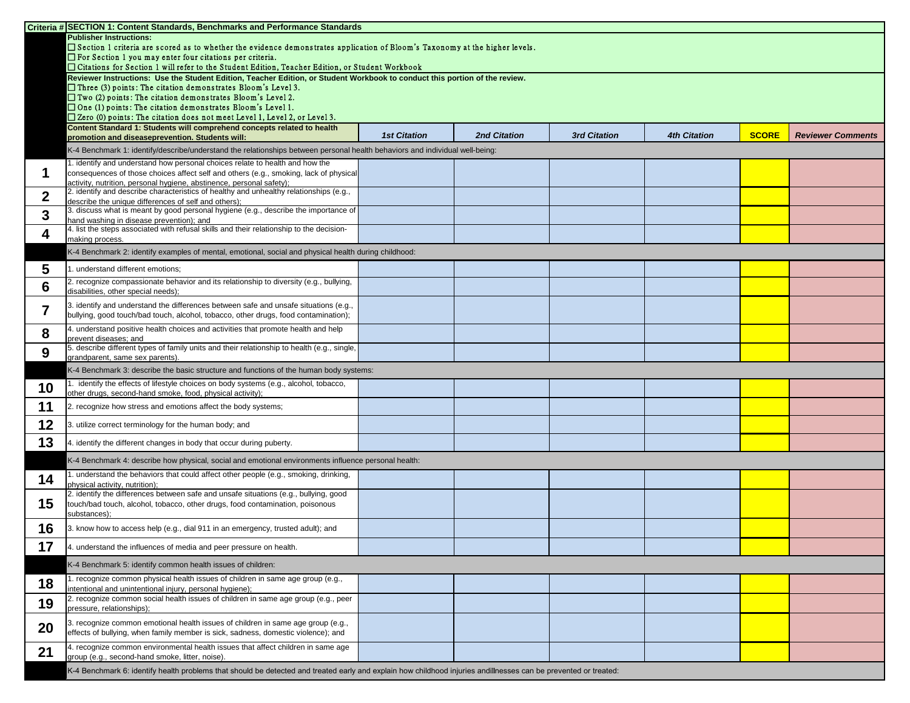| Criteria # | SECTION 1: Content Standards, Benchmarks and Performance Standards | | | | | | |
|---|---|---|---|---|---|---|---|
| | **Publisher Instructions:**<br>☐ Section 1 criteria are scored as to whether the evidence demonstrates application of Bloom's Taxonomy at the higher levels.<br>☐ For Section 1 you may enter four citations per criteria.<br>☐ Citations for Section 1 will refer to the Student Edition, Teacher Edition, or Student Workbook | | | | | | |
| | **Reviewer Instructions: Use the Student Edition, Teacher Edition, or Student Workbook to conduct this portion of the review.**<br>☐ Three (3) points: The citation demonstrates Bloom's Level 3.<br>☐ Two (2) points: The citation demonstrates Bloom's Level 2.<br>☐ One (1) points: The citation demonstrates Bloom's Level 1.<br>☐ Zero (0) points: The citation does not meet Level 1, Level 2, or Level 3. | | | | | | |
| | **Content Standard 1: Students will comprehend concepts related to health promotion and diseaseprevention. Students will:** | ***1st Citation*** | ***2nd Citation*** | ***3rd Citation*** | ***4th Citation*** | **SCORE** | ***Reviewer Comments*** |
| | K-4 Benchmark 1: identify/describe/understand the relationships between personal health behaviors and individual well-being: | | | | | | |
| **1** | 1. identify and understand how personal choices relate to health and how the consequences of those choices affect self and others (e.g., smoking, lack of physical activity, nutrition, personal hygiene, abstinence, personal safety); | | | | | | |
| **2** | 2. identify and describe characteristics of healthy and unhealthy relationships (e.g., describe the unique differences of self and others); | | | | | | |
| **3** | 3. discuss what is meant by good personal hygiene (e.g., describe the importance of hand washing in disease prevention); and | | | | | | |
| **4** | 4. list the steps associated with refusal skills and their relationship to the decision-making process. | | | | | | |
| | K-4 Benchmark 2: identify examples of mental, emotional, social and physical health during childhood: | | | | | | |
| **5** | 1. understand different emotions; | | | | | | |
| **6** | 2. recognize compassionate behavior and its relationship to diversity (e.g., bullying, disabilities, other special needs); | | | | | | |
| **7** | 3. identify and understand the differences between safe and unsafe situations (e.g., bullying, good touch/bad touch, alcohol, tobacco, other drugs, food contamination); | | | | | | |
| **8** | 4. understand positive health choices and activities that promote health and help prevent diseases; and | | | | | | |
| **9** | 5. describe different types of family units and their relationship to health (e.g., single, grandparent, same sex parents). | | | | | | |
| | K-4 Benchmark 3: describe the basic structure and functions of the human body systems: | | | | | | |
| **10** | 1. identify the effects of lifestyle choices on body systems (e.g., alcohol, tobacco, other drugs, second-hand smoke, food, physical activity); | | | | | | |
| **11** | 2. recognize how stress and emotions affect the body systems; | | | | | | |
| **12** | 3. utilize correct terminology for the human body; and | | | | | | |
| **13** | 4. identify the different changes in body that occur during puberty. | | | | | | |
| | K-4 Benchmark 4: describe how physical, social and emotional environments influence personal health: | | | | | | |
| **14** | 1. understand the behaviors that could affect other people (e.g., smoking, drinking, physical activity, nutrition); | | | | | | |
| **15** | 2. identify the differences between safe and unsafe situations (e.g., bullying, good touch/bad touch, alcohol, tobacco, other drugs, food contamination, poisonous substances); | | | | | | |
| **16** | 3. know how to access help (e.g., dial 911 in an emergency, trusted adult); and | | | | | | |
| **17** | 4. understand the influences of media and peer pressure on health. | | | | | | |
| | K-4 Benchmark 5: identify common health issues of children: | | | | | | |
| **18** | 1. recognize common physical health issues of children in same age group (e.g., intentional and unintentional injury, personal hygiene); | | | | | | |
| **19** | 2. recognize common social health issues of children in same age group (e.g., peer pressure, relationships); | | | | | | |
| **20** | 3. recognize common emotional health issues of children in same age group (e.g., effects of bullying, when family member is sick, sadness, domestic violence); and | | | | | | |
| **21** | 4. recognize common environmental health issues that affect children in same age group (e.g., second-hand smoke, litter, noise). | | | | | | |
| | K-4 Benchmark 6: identify health problems that should be detected and treated early and explain how childhood injuries andillnesses can be prevented or treated: | | | | | | |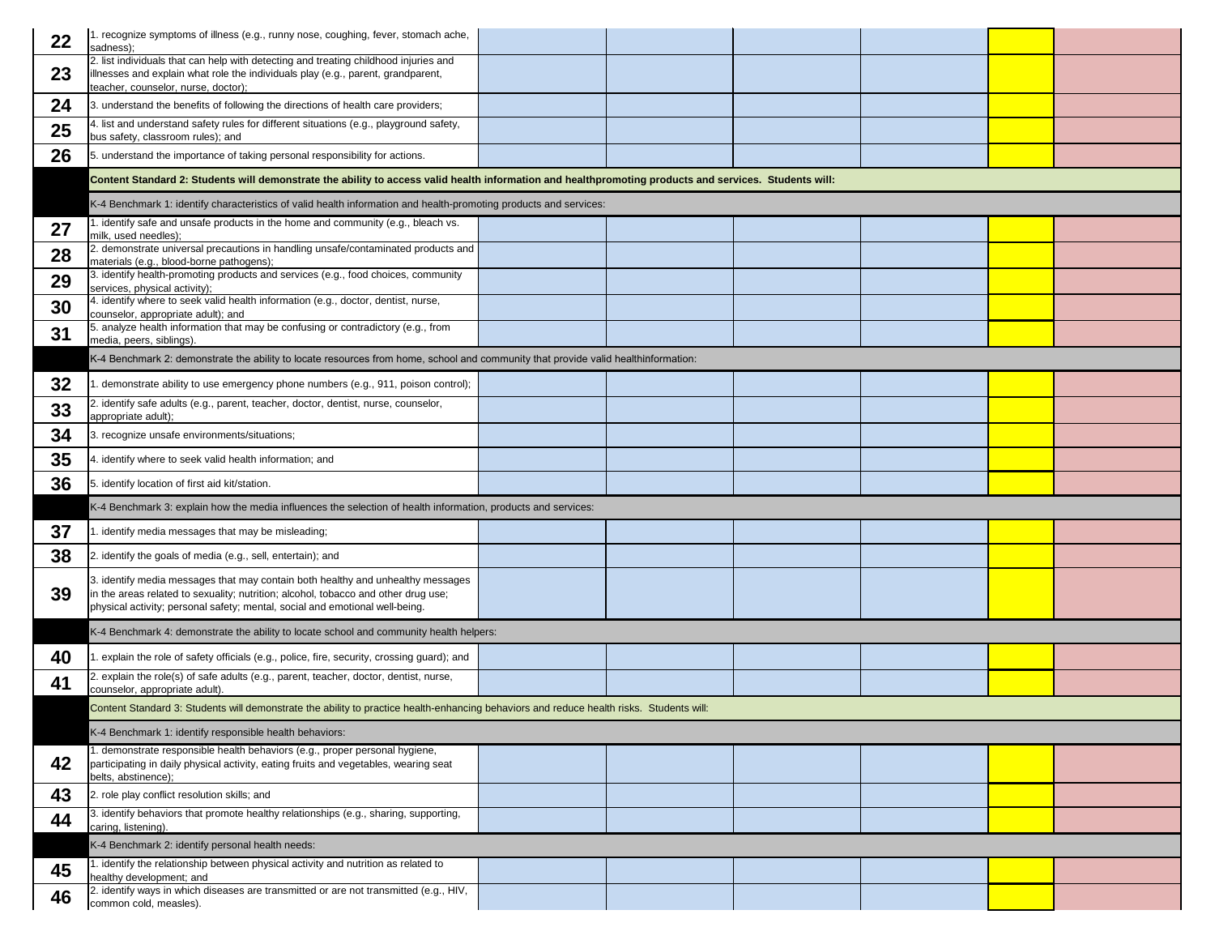| | | | | | | | |
|---|---|---|---|---|---|---|---|
| **22** | 1. recognize symptoms of illness (e.g., runny nose, coughing, fever, stomach ache, sadness); | | | | | | |
| **23** | 2. list individuals that can help with detecting and treating childhood injuries and illnesses and explain what role the individuals play (e.g., parent, grandparent, teacher, counselor, nurse, doctor); | | | | | | |
| **24** | 3. understand the benefits of following the directions of health care providers; | | | | | | |
| **25** | 4. list and understand safety rules for different situations (e.g., playground safety, bus safety, classroom rules); and | | | | | | |
| **26** | 5. understand the importance of taking personal responsibility for actions. | | | | | | |
| | **Content Standard 2: Students will demonstrate the ability to access valid health information and healthpromoting products and services. Students will:** | | | | | | |
| | K-4 Benchmark 1: identify characteristics of valid health information and health-promoting products and services: | | | | | | |
| **27** | 1. identify safe and unsafe products in the home and community (e.g., bleach vs. milk, used needles); | | | | | | |
| **28** | 2. demonstrate universal precautions in handling unsafe/contaminated products and materials (e.g., blood-borne pathogens); | | | | | | |
| **29** | 3. identify health-promoting products and services (e.g., food choices, community services, physical activity); | | | | | | |
| **30** | 4. identify where to seek valid health information (e.g., doctor, dentist, nurse, counselor, appropriate adult); and | | | | | | |
| **31** | 5. analyze health information that may be confusing or contradictory (e.g., from media, peers, siblings). | | | | | | |
| | K-4 Benchmark 2: demonstrate the ability to locate resources from home, school and community that provide valid healthinformation: | | | | | | |
| **32** | 1. demonstrate ability to use emergency phone numbers (e.g., 911, poison control); | | | | | | |
| **33** | 2. identify safe adults (e.g., parent, teacher, doctor, dentist, nurse, counselor, appropriate adult); | | | | | | |
| **34** | 3. recognize unsafe environments/situations; | | | | | | |
| **35** | 4. identify where to seek valid health information; and | | | | | | |
| **36** | 5. identify location of first aid kit/station. | | | | | | |
| | K-4 Benchmark 3: explain how the media influences the selection of health information, products and services: | | | | | | |
| **37** | 1. identify media messages that may be misleading; | | | | | | |
| **38** | 2. identify the goals of media (e.g., sell, entertain); and | | | | | | |
| **39** | 3. identify media messages that may contain both healthy and unhealthy messages in the areas related to sexuality; nutrition; alcohol, tobacco and other drug use; physical activity; personal safety; mental, social and emotional well-being. | | | | | | |
| | K-4 Benchmark 4: demonstrate the ability to locate school and community health helpers: | | | | | | |
| **40** | 1. explain the role of safety officials (e.g., police, fire, security, crossing guard); and | | | | | | |
| **41** | 2. explain the role(s) of safe adults (e.g., parent, teacher, doctor, dentist, nurse, counselor, appropriate adult). | | | | | | |
| | Content Standard 3: Students will demonstrate the ability to practice health-enhancing behaviors and reduce health risks. Students will: | | | | | | |
| | K-4 Benchmark 1: identify responsible health behaviors: | | | | | | |
| **42** | 1. demonstrate responsible health behaviors (e.g., proper personal hygiene, participating in daily physical activity, eating fruits and vegetables, wearing seat belts, abstinence); | | | | | | |
| **43** | 2. role play conflict resolution skills; and | | | | | | |
| **44** | 3. identify behaviors that promote healthy relationships (e.g., sharing, supporting, caring, listening). | | | | | | |
| | K-4 Benchmark 2: identify personal health needs: | | | | | | |
| **45** | 1. identify the relationship between physical activity and nutrition as related to healthy development; and | | | | | | |
| **46** | 2. identify ways in which diseases are transmitted or are not transmitted (e.g., HIV, common cold, measles). | | | | | | |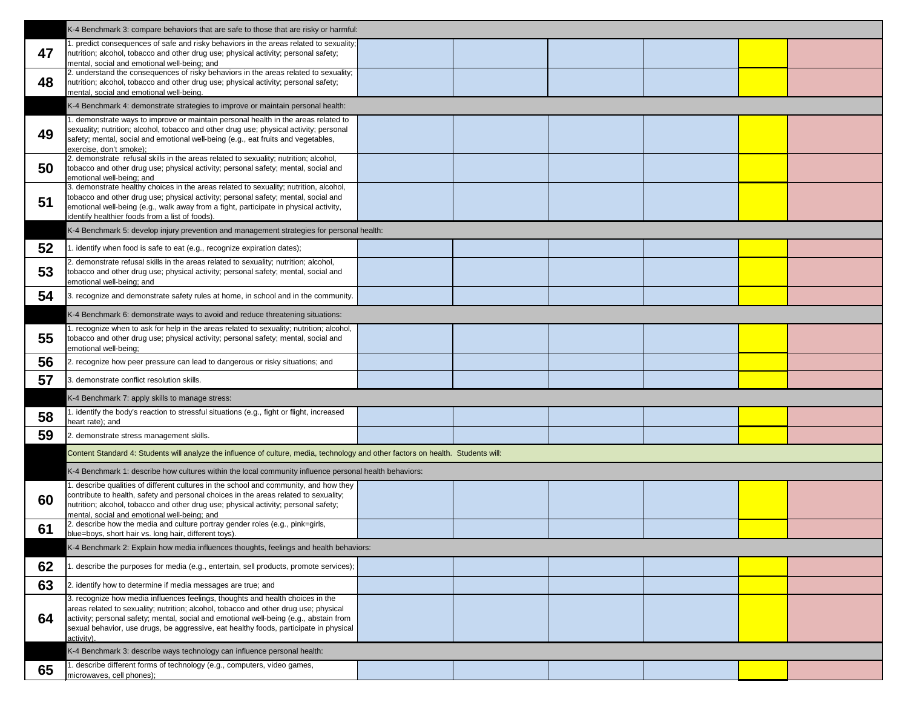| | | | | | | | |
|---|---|---|---|---|---|---|---|
| | K-4 Benchmark 3: compare behaviors that are safe to those that are risky or harmful: | | | | | | |
| **47** | 1. predict consequences of safe and risky behaviors in the areas related to sexuality; nutrition; alcohol, tobacco and other drug use; physical activity; personal safety; mental, social and emotional well-being; and | | | | | | |
| **48** | 2. understand the consequences of risky behaviors in the areas related to sexuality; nutrition; alcohol, tobacco and other drug use; physical activity; personal safety; mental, social and emotional well-being. | | | | | | |
| | K-4 Benchmark 4: demonstrate strategies to improve or maintain personal health: | | | | | | |
| **49** | 1. demonstrate ways to improve or maintain personal health in the areas related to sexuality; nutrition; alcohol, tobacco and other drug use; physical activity; personal safety; mental, social and emotional well-being (e.g., eat fruits and vegetables, exercise, don't smoke); | | | | | | |
| **50** | 2. demonstrate refusal skills in the areas related to sexuality; nutrition; alcohol, tobacco and other drug use; physical activity; personal safety; mental, social and emotional well-being; and | | | | | | |
| **51** | 3. demonstrate healthy choices in the areas related to sexuality; nutrition, alcohol, tobacco and other drug use; physical activity; personal safety; mental, social and emotional well-being (e.g., walk away from a fight, participate in physical activity, identify healthier foods from a list of foods). | | | | | | |
| | K-4 Benchmark 5: develop injury prevention and management strategies for personal health: | | | | | | |
| **52** | 1. identify when food is safe to eat (e.g., recognize expiration dates); | | | | | | |
| **53** | 2. demonstrate refusal skills in the areas related to sexuality; nutrition; alcohol, tobacco and other drug use; physical activity; personal safety; mental, social and emotional well-being; and | | | | | | |
| **54** | 3. recognize and demonstrate safety rules at home, in school and in the community. | | | | | | |
| | K-4 Benchmark 6: demonstrate ways to avoid and reduce threatening situations: | | | | | | |
| **55** | 1. recognize when to ask for help in the areas related to sexuality; nutrition; alcohol, tobacco and other drug use; physical activity; personal safety; mental, social and emotional well-being; | | | | | | |
| **56** | 2. recognize how peer pressure can lead to dangerous or risky situations; and | | | | | | |
| **57** | 3. demonstrate conflict resolution skills. | | | | | | |
| | K-4 Benchmark 7: apply skills to manage stress: | | | | | | |
| **58** | 1. identify the body's reaction to stressful situations (e.g., fight or flight, increased heart rate); and | | | | | | |
| **59** | 2. demonstrate stress management skills. | | | | | | |
| | Content Standard 4: Students will analyze the influence of culture, media, technology and other factors on health. Students will: | | | | | | |
| | K-4 Benchmark 1: describe how cultures within the local community influence personal health behaviors: | | | | | | |
| **60** | 1. describe qualities of different cultures in the school and community, and how they contribute to health, safety and personal choices in the areas related to sexuality; nutrition; alcohol, tobacco and other drug use; physical activity; personal safety; mental, social and emotional well-being; and | | | | | | |
| **61** | 2. describe how the media and culture portray gender roles (e.g., pink=girls, blue=boys, short hair vs. long hair, different toys). | | | | | | |
| | K-4 Benchmark 2: Explain how media influences thoughts, feelings and health behaviors: | | | | | | |
| **62** | 1. describe the purposes for media (e.g., entertain, sell products, promote services); | | | | | | |
| **63** | 2. identify how to determine if media messages are true; and | | | | | | |
| **64** | 3. recognize how media influences feelings, thoughts and health choices in the areas related to sexuality; nutrition; alcohol, tobacco and other drug use; physical activity; personal safety; mental, social and emotional well-being (e.g., abstain from sexual behavior, use drugs, be aggressive, eat healthy foods, participate in physical activity). | | | | | | |
| | K-4 Benchmark 3: describe ways technology can influence personal health: | | | | | | |
| **65** | 1. describe different forms of technology (e.g., computers, video games, microwaves, cell phones); | | | | | | |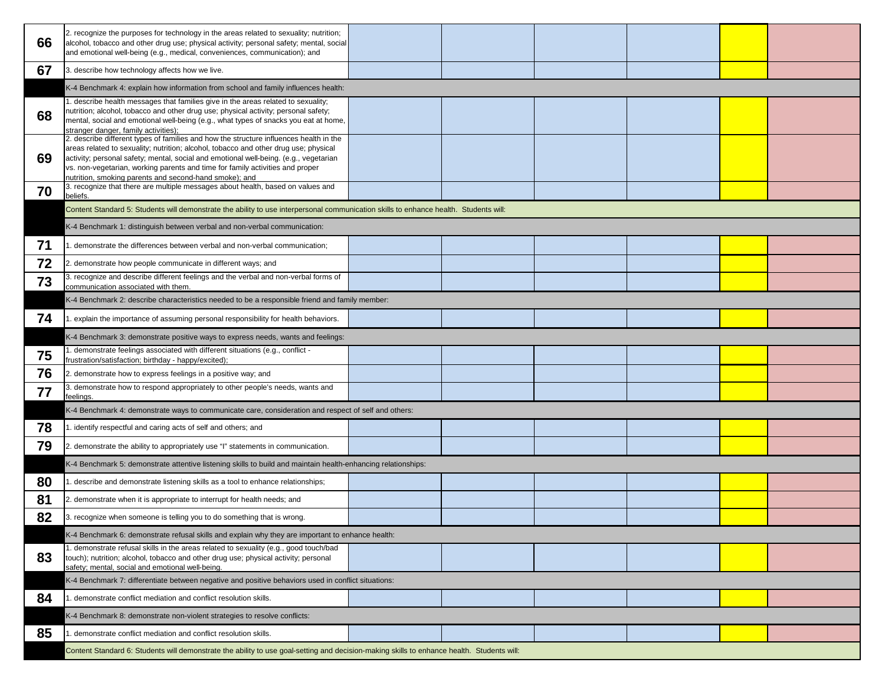| | | | | | | | |
|---|---|---|---|---|---|---|---|
| **66** | 2. recognize the purposes for technology in the areas related to sexuality; nutrition; alcohol, tobacco and other drug use; physical activity; personal safety; mental, social and emotional well-being (e.g., medical, conveniences, communication); and | | | | | | |
| **67** | 3. describe how technology affects how we live. | | | | | | |
| | K-4 Benchmark 4: explain how information from school and family influences health: | | | | | | |
| **68** | 1. describe health messages that families give in the areas related to sexuality; nutrition; alcohol, tobacco and other drug use; physical activity; personal safety; mental, social and emotional well-being (e.g., what types of snacks you eat at home, stranger danger, family activities); | | | | | | |
| **69** | 2. describe different types of families and how the structure influences health in the areas related to sexuality; nutrition; alcohol, tobacco and other drug use; physical activity; personal safety; mental, social and emotional well-being. (e.g., vegetarian vs. non-vegetarian, working parents and time for family activities and proper nutrition, smoking parents and second-hand smoke); and | | | | | | |
| **70** | 3. recognize that there are multiple messages about health, based on values and beliefs. | | | | | | |
| | Content Standard 5: Students will demonstrate the ability to use interpersonal communication skills to enhance health. Students will: | | | | | | |
| | K-4 Benchmark 1: distinguish between verbal and non-verbal communication: | | | | | | |
| **71** | 1. demonstrate the differences between verbal and non-verbal communication; | | | | | | |
| **72** | 2. demonstrate how people communicate in different ways; and | | | | | | |
| **73** | 3. recognize and describe different feelings and the verbal and non-verbal forms of communication associated with them. | | | | | | |
| | K-4 Benchmark 2: describe characteristics needed to be a responsible friend and family member: | | | | | | |
| **74** | 1. explain the importance of assuming personal responsibility for health behaviors. | | | | | | |
| | K-4 Benchmark 3: demonstrate positive ways to express needs, wants and feelings: | | | | | | |
| **75** | 1. demonstrate feelings associated with different situations (e.g., conflict - frustration/satisfaction; birthday - happy/excited); | | | | | | |
| **76** | 2. demonstrate how to express feelings in a positive way; and | | | | | | |
| **77** | 3. demonstrate how to respond appropriately to other people's needs, wants and feelings. | | | | | | |
| | K-4 Benchmark 4: demonstrate ways to communicate care, consideration and respect of self and others: | | | | | | |
| **78** | 1. identify respectful and caring acts of self and others; and | | | | | | |
| **79** | 2. demonstrate the ability to appropriately use "I" statements in communication. | | | | | | |
| | K-4 Benchmark 5: demonstrate attentive listening skills to build and maintain health-enhancing relationships: | | | | | | |
| **80** | 1. describe and demonstrate listening skills as a tool to enhance relationships; | | | | | | |
| **81** | 2. demonstrate when it is appropriate to interrupt for health needs; and | | | | | | |
| **82** | 3. recognize when someone is telling you to do something that is wrong. | | | | | | |
| | K-4 Benchmark 6: demonstrate refusal skills and explain why they are important to enhance health: | | | | | | |
| **83** | 1. demonstrate refusal skills in the areas related to sexuality (e.g., good touch/bad touch); nutrition; alcohol, tobacco and other drug use; physical activity; personal safety; mental, social and emotional well-being. | | | | | | |
| | K-4 Benchmark 7: differentiate between negative and positive behaviors used in conflict situations: | | | | | | |
| **84** | 1. demonstrate conflict mediation and conflict resolution skills. | | | | | | |
| | K-4 Benchmark 8: demonstrate non-violent strategies to resolve conflicts: | | | | | | |
| **85** | 1. demonstrate conflict mediation and conflict resolution skills. | | | | | | |
| | Content Standard 6: Students will demonstrate the ability to use goal-setting and decision-making skills to enhance health. Students will: | | | | | | |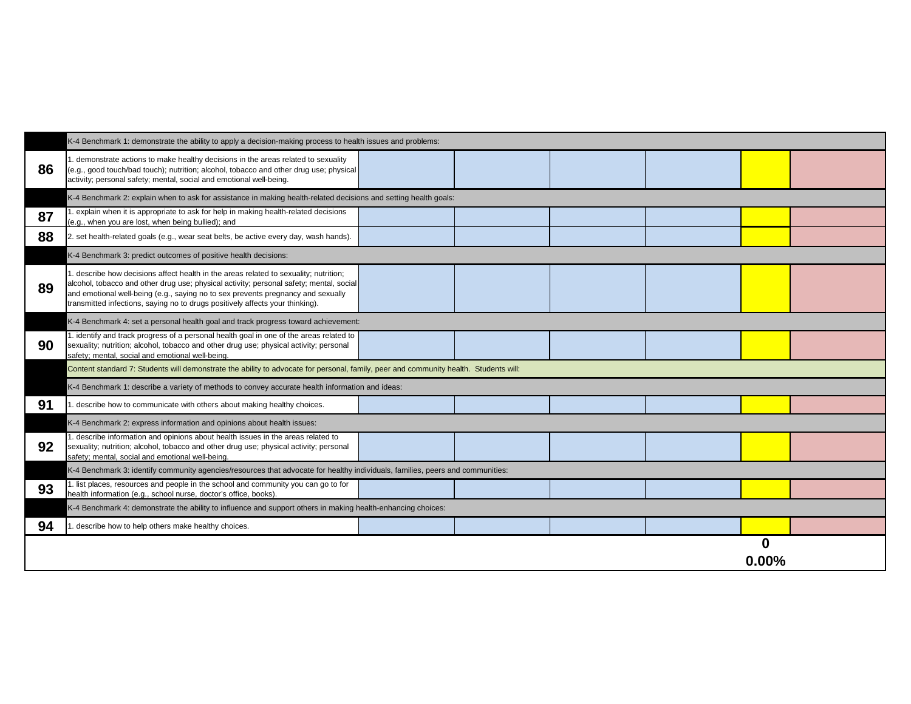| | | | | | | | |
|---|---|---|---|---|---|---|---|
| | K-4 Benchmark 1: demonstrate the ability to apply a decision-making process to health issues and problems: | | | | | | |
| **86** | 1. demonstrate actions to make healthy decisions in the areas related to sexuality (e.g., good touch/bad touch); nutrition; alcohol, tobacco and other drug use; physical activity; personal safety; mental, social and emotional well-being. | | | | | | |
| | K-4 Benchmark 2: explain when to ask for assistance in making health-related decisions and setting health goals: | | | | | | |
| **87** | 1. explain when it is appropriate to ask for help in making health-related decisions (e.g., when you are lost, when being bullied); and | | | | | | |
| **88** | 2. set health-related goals (e.g., wear seat belts, be active every day, wash hands). | | | | | | |
| | K-4 Benchmark 3: predict outcomes of positive health decisions: | | | | | | |
| **89** | 1. describe how decisions affect health in the areas related to sexuality; nutrition; alcohol, tobacco and other drug use; physical activity; personal safety; mental, social and emotional well-being (e.g., saying no to sex prevents pregnancy and sexually transmitted infections, saying no to drugs positively affects your thinking). | | | | | | |
| | K-4 Benchmark 4: set a personal health goal and track progress toward achievement: | | | | | | |
| **90** | 1. identify and track progress of a personal health goal in one of the areas related to sexuality; nutrition; alcohol, tobacco and other drug use; physical activity; personal safety; mental, social and emotional well-being. | | | | | | |
| | Content standard 7: Students will demonstrate the ability to advocate for personal, family, peer and community health. Students will: | | | | | | |
| | K-4 Benchmark 1: describe a variety of methods to convey accurate health information and ideas: | | | | | | |
| **91** | 1. describe how to communicate with others about making healthy choices. | | | | | | |
| | K-4 Benchmark 2: express information and opinions about health issues: | | | | | | |
| **92** | 1. describe information and opinions about health issues in the areas related to sexuality; nutrition; alcohol, tobacco and other drug use; physical activity; personal safety; mental, social and emotional well-being. | | | | | | |
| | K-4 Benchmark 3: identify community agencies/resources that advocate for healthy individuals, families, peers and communities: | | | | | | |
| **93** | 1. list places, resources and people in the school and community you can go to for health information (e.g., school nurse, doctor's office, books). | | | | | | |
| | K-4 Benchmark 4: demonstrate the ability to influence and support others in making health-enhancing choices: | | | | | | |
| **94** | 1. describe how to help others make healthy choices. | | | | | | |
| | | | | | | **0** | |
| | | | | | | **0.00%** | |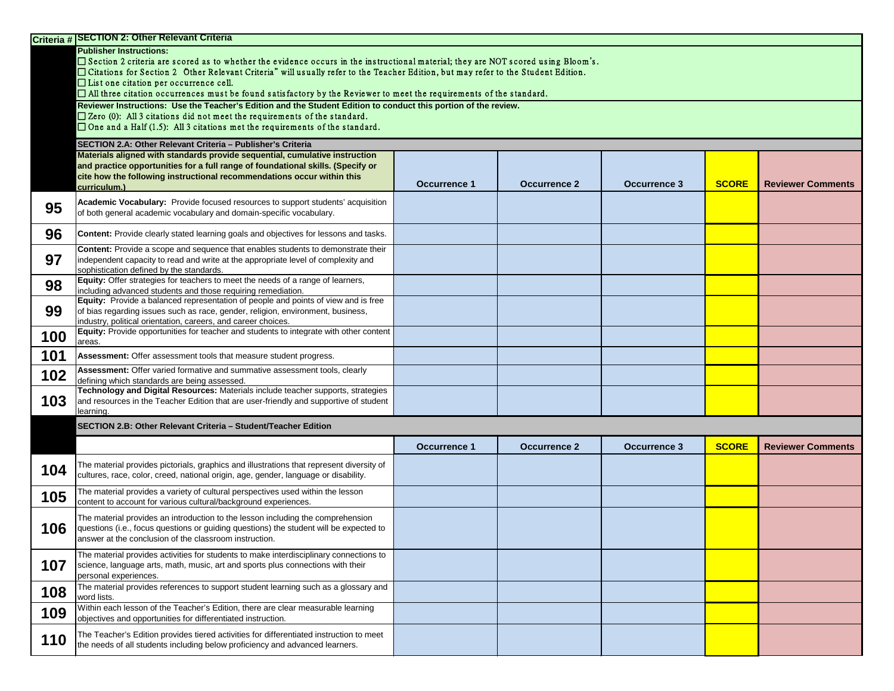| Criteria # | SECTION 2: Other Relevant Criteria | | | | | |
|---|---|---|---|---|---|---|
| | **Publisher Instructions:**<br>☐ Section 2 criteria are scored as to whether the evidence occurs in the instructional material; they are NOT scored using Bloom's.<br>☐ Citations for Section 2 Other Relevant Criteria" will usually refer to the Teacher Edition, but may refer to the Student Edition.<br>☐ List one citation per occurrence cell.<br>☐ All three citation occurrences must be found satisfactory by the Reviewer to meet the requirements of the standard. | | | | | |
| | **Reviewer Instructions: Use the Teacher's Edition and the Student Edition to conduct this portion of the review.**<br>☐ Zero (0): All 3 citations did not meet the requirements of the standard.<br>☐ One and a Half (1.5): All 3 citations met the requirements of the standard. | | | | | |
| | **SECTION 2.A: Other Relevant Criteria – Publisher's Criteria** | | | | | |
| | **Materials aligned with standards provide sequential, cumulative instruction and practice opportunities for a full range of foundational skills. (Specify or cite how the following instructional recommendations occur within this curriculum.)** | **Occurrence 1** | **Occurrence 2** | **Occurrence 3** | **SCORE** | **Reviewer Comments** |
| **95** | **Academic Vocabulary:** Provide focused resources to support students' acquisition of both general academic vocabulary and domain-specific vocabulary. | | | | | |
| **96** | **Content:** Provide clearly stated learning goals and objectives for lessons and tasks. | | | | | |
| **97** | **Content:** Provide a scope and sequence that enables students to demonstrate their independent capacity to read and write at the appropriate level of complexity and sophistication defined by the standards. | | | | | |
| **98** | **Equity:** Offer strategies for teachers to meet the needs of a range of learners, including advanced students and those requiring remediation. | | | | | |
| **99** | **Equity:** Provide a balanced representation of people and points of view and is free of bias regarding issues such as race, gender, religion, environment, business, industry, political orientation, careers, and career choices. | | | | | |
| **100** | **Equity:** Provide opportunities for teacher and students to integrate with other content areas. | | | | | |
| **101** | **Assessment:** Offer assessment tools that measure student progress. | | | | | |
| **102** | **Assessment:** Offer varied formative and summative assessment tools, clearly defining which standards are being assessed. | | | | | |
| **103** | **Technology and Digital Resources:** Materials include teacher supports, strategies and resources in the Teacher Edition that are user-friendly and supportive of student learning. | | | | | |
| | **SECTION 2.B: Other Relevant Criteria – Student/Teacher Edition** | | | | | |
| | | **Occurrence 1** | **Occurrence 2** | **Occurrence 3** | **SCORE** | **Reviewer Comments** |
| **104** | The material provides pictorials, graphics and illustrations that represent diversity of cultures, race, color, creed, national origin, age, gender, language or disability. | | | | | |
| **105** | The material provides a variety of cultural perspectives used within the lesson content to account for various cultural/background experiences. | | | | | |
| **106** | The material provides an introduction to the lesson including the comprehension questions (i.e., focus questions or guiding questions) the student will be expected to answer at the conclusion of the classroom instruction. | | | | | |
| **107** | The material provides activities for students to make interdisciplinary connections to science, language arts, math, music, art and sports plus connections with their personal experiences. | | | | | |
| **108** | The material provides references to support student learning such as a glossary and word lists. | | | | | |
| **109** | Within each lesson of the Teacher's Edition, there are clear measurable learning objectives and opportunities for differentiated instruction. | | | | | |
| **110** | The Teacher's Edition provides tiered activities for differentiated instruction to meet the needs of all students including below proficiency and advanced learners. | | | | | |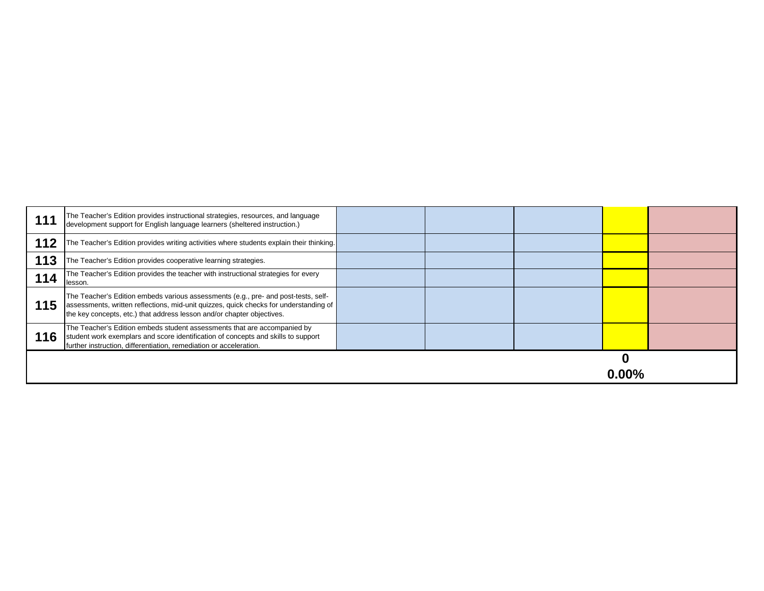| | | | | | | |
|---|---|---|---|---|---|---|
| **111** | The Teacher's Edition provides instructional strategies, resources, and language development support for English language learners (sheltered instruction.) | | | | | |
| **112** | The Teacher's Edition provides writing activities where students explain their thinking. | | | | | |
| **113** | The Teacher's Edition provides cooperative learning strategies. | | | | | |
| **114** | The Teacher's Edition provides the teacher with instructional strategies for every lesson. | | | | | |
| **115** | The Teacher's Edition embeds various assessments (e.g., pre- and post-tests, self-assessments, written reflections, mid-unit quizzes, quick checks for understanding of the key concepts, etc.) that address lesson and/or chapter objectives. | | | | | |
| **116** | The Teacher's Edition embeds student assessments that are accompanied by student work exemplars and score identification of concepts and skills to support further instruction, differentiation, remediation or acceleration. | | | | | |
| | | | | | **0**<br>**0.00%** | |